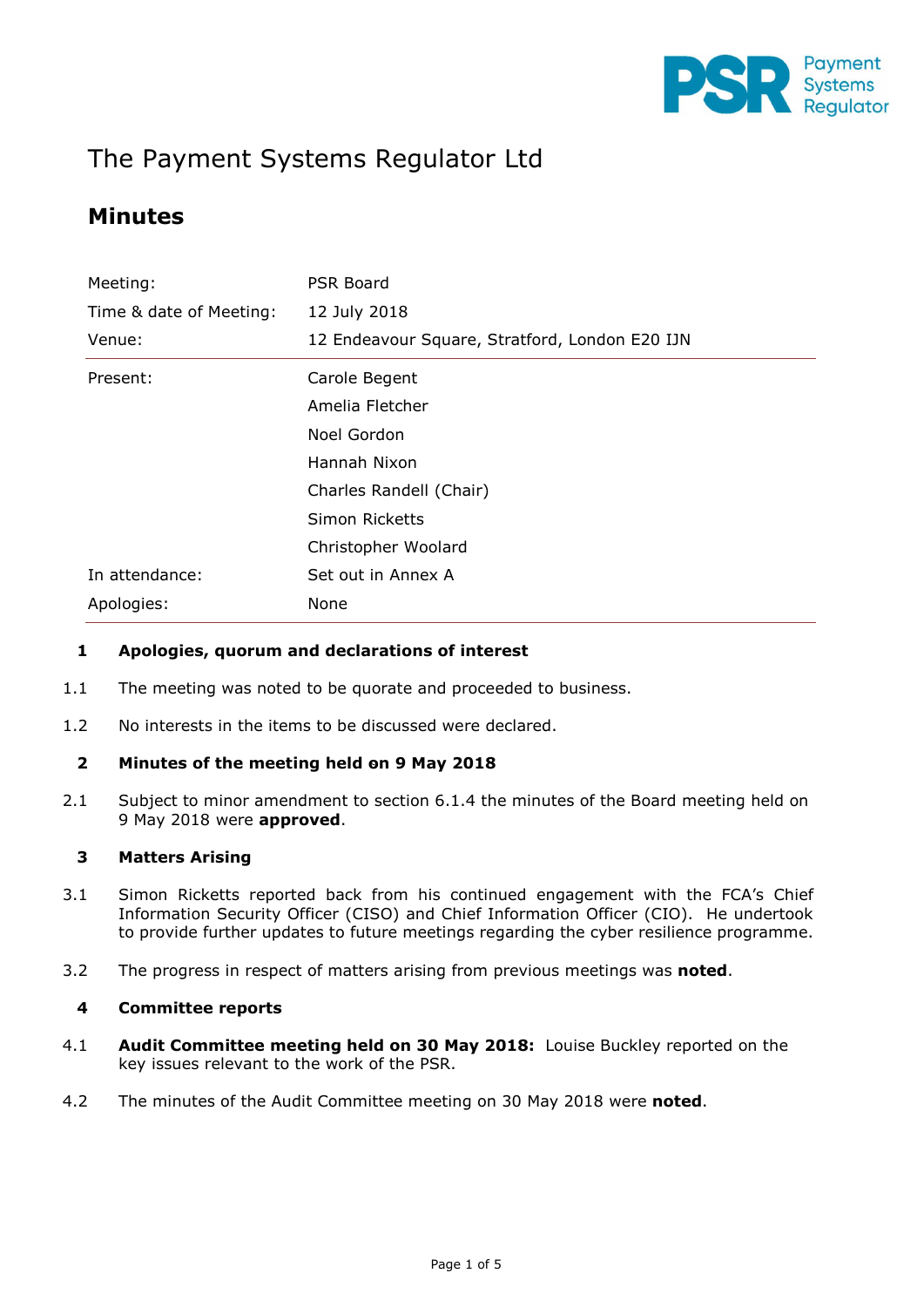# The Payment Systems Regulator Ltd

## Minutes

| | |
|---|---|
| Meeting: | PSR Board |
| Time & date of Meeting: | 12 July 2018 |
| Venue: | 12 Endeavour Square, Stratford, London E20 IJN |
| Present: | Carole Begent<br>Amelia Fletcher<br>Noel Gordon<br>Hannah Nixon<br>Charles Randell (Chair)<br>Simon Ricketts<br>Christopher Woolard |
| In attendance: | Set out in Annex A |
| Apologies: | None |

**1 Apologies, quorum and declarations of interest**

1.1 The meeting was noted to be quorate and proceeded to business.

1.2 No interests in the items to be discussed were declared.

**2 Minutes of the meeting held on 9 May 2018**

2.1 Subject to minor amendment to section 6.1.4 the minutes of the Board meeting held on 9 May 2018 were **approved**.

**3 Matters Arising**

3.1 Simon Ricketts reported back from his continued engagement with the FCA's Chief Information Security Officer (CISO) and Chief Information Officer (CIO). He undertook to provide further updates to future meetings regarding the cyber resilience programme.

3.2 The progress in respect of matters arising from previous meetings was **noted**.

**4 Committee reports**

4.1 **Audit Committee meeting held on 30 May 2018:** Louise Buckley reported on the key issues relevant to the work of the PSR.

4.2 The minutes of the Audit Committee meeting on 30 May 2018 were **noted**.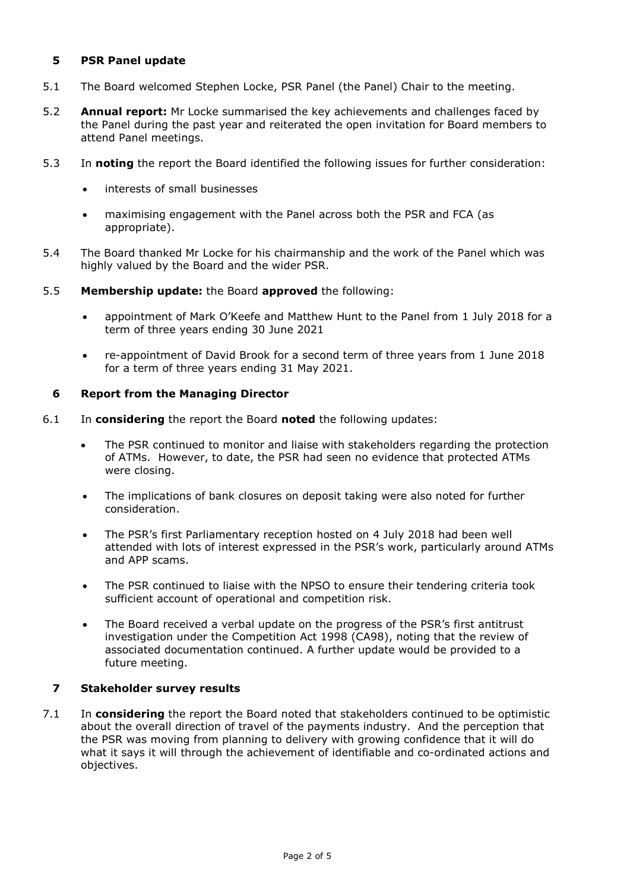## 5 PSR Panel update

5.1 The Board welcomed Stephen Locke, PSR Panel (the Panel) Chair to the meeting.

5.2 **Annual report:** Mr Locke summarised the key achievements and challenges faced by the Panel during the past year and reiterated the open invitation for Board members to attend Panel meetings.

5.3 In **noting** the report the Board identified the following issues for further consideration:

- interests of small businesses
- maximising engagement with the Panel across both the PSR and FCA (as appropriate).

5.4 The Board thanked Mr Locke for his chairmanship and the work of the Panel which was highly valued by the Board and the wider PSR.

5.5 **Membership update:** the Board **approved** the following:

- appointment of Mark O'Keefe and Matthew Hunt to the Panel from 1 July 2018 for a term of three years ending 30 June 2021
- re-appointment of David Brook for a second term of three years from 1 June 2018 for a term of three years ending 31 May 2021.

## 6 Report from the Managing Director

6.1 In **considering** the report the Board **noted** the following updates:

- The PSR continued to monitor and liaise with stakeholders regarding the protection of ATMs. However, to date, the PSR had seen no evidence that protected ATMs were closing.
- The implications of bank closures on deposit taking were also noted for further consideration.
- The PSR's first Parliamentary reception hosted on 4 July 2018 had been well attended with lots of interest expressed in the PSR's work, particularly around ATMs and APP scams.
- The PSR continued to liaise with the NPSO to ensure their tendering criteria took sufficient account of operational and competition risk.
- The Board received a verbal update on the progress of the PSR's first antitrust investigation under the Competition Act 1998 (CA98), noting that the review of associated documentation continued. A further update would be provided to a future meeting.

## 7 Stakeholder survey results

7.1 In **considering** the report the Board noted that stakeholders continued to be optimistic about the overall direction of travel of the payments industry. And the perception that the PSR was moving from planning to delivery with growing confidence that it will do what it says it will through the achievement of identifiable and co-ordinated actions and objectives.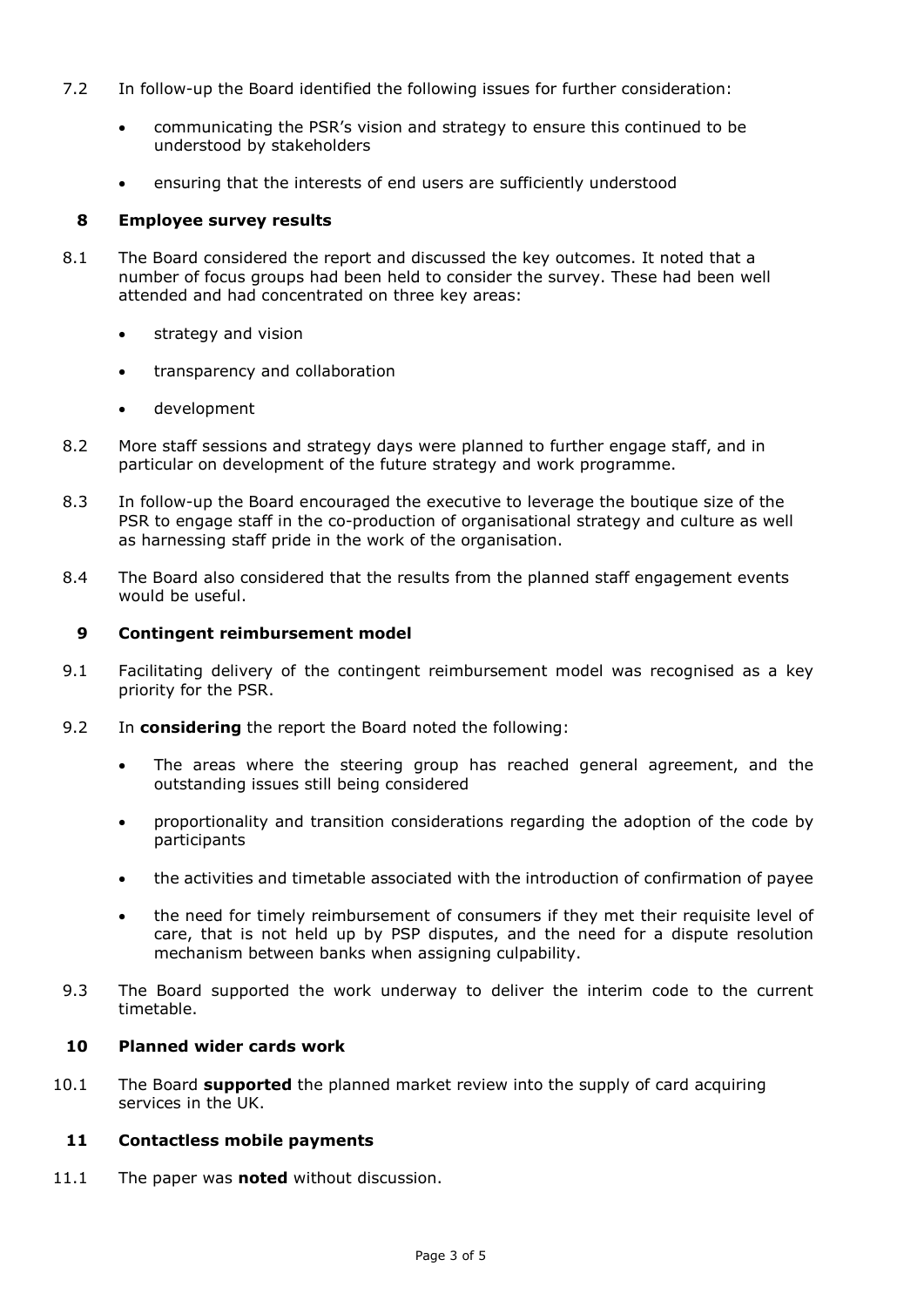7.2 In follow-up the Board identified the following issues for further consideration:

- communicating the PSR's vision and strategy to ensure this continued to be understood by stakeholders
- ensuring that the interests of end users are sufficiently understood

## 8 Employee survey results

8.1 The Board considered the report and discussed the key outcomes. It noted that a number of focus groups had been held to consider the survey. These had been well attended and had concentrated on three key areas:

- strategy and vision
- transparency and collaboration
- development

8.2 More staff sessions and strategy days were planned to further engage staff, and in particular on development of the future strategy and work programme.

8.3 In follow-up the Board encouraged the executive to leverage the boutique size of the PSR to engage staff in the co-production of organisational strategy and culture as well as harnessing staff pride in the work of the organisation.

8.4 The Board also considered that the results from the planned staff engagement events would be useful.

## 9 Contingent reimbursement model

9.1 Facilitating delivery of the contingent reimbursement model was recognised as a key priority for the PSR.

9.2 In **considering** the report the Board noted the following:

- The areas where the steering group has reached general agreement, and the outstanding issues still being considered
- proportionality and transition considerations regarding the adoption of the code by participants
- the activities and timetable associated with the introduction of confirmation of payee
- the need for timely reimbursement of consumers if they met their requisite level of care, that is not held up by PSP disputes, and the need for a dispute resolution mechanism between banks when assigning culpability.

9.3 The Board supported the work underway to deliver the interim code to the current timetable.

## 10 Planned wider cards work

10.1 The Board **supported** the planned market review into the supply of card acquiring services in the UK.

## 11 Contactless mobile payments

11.1 The paper was **noted** without discussion.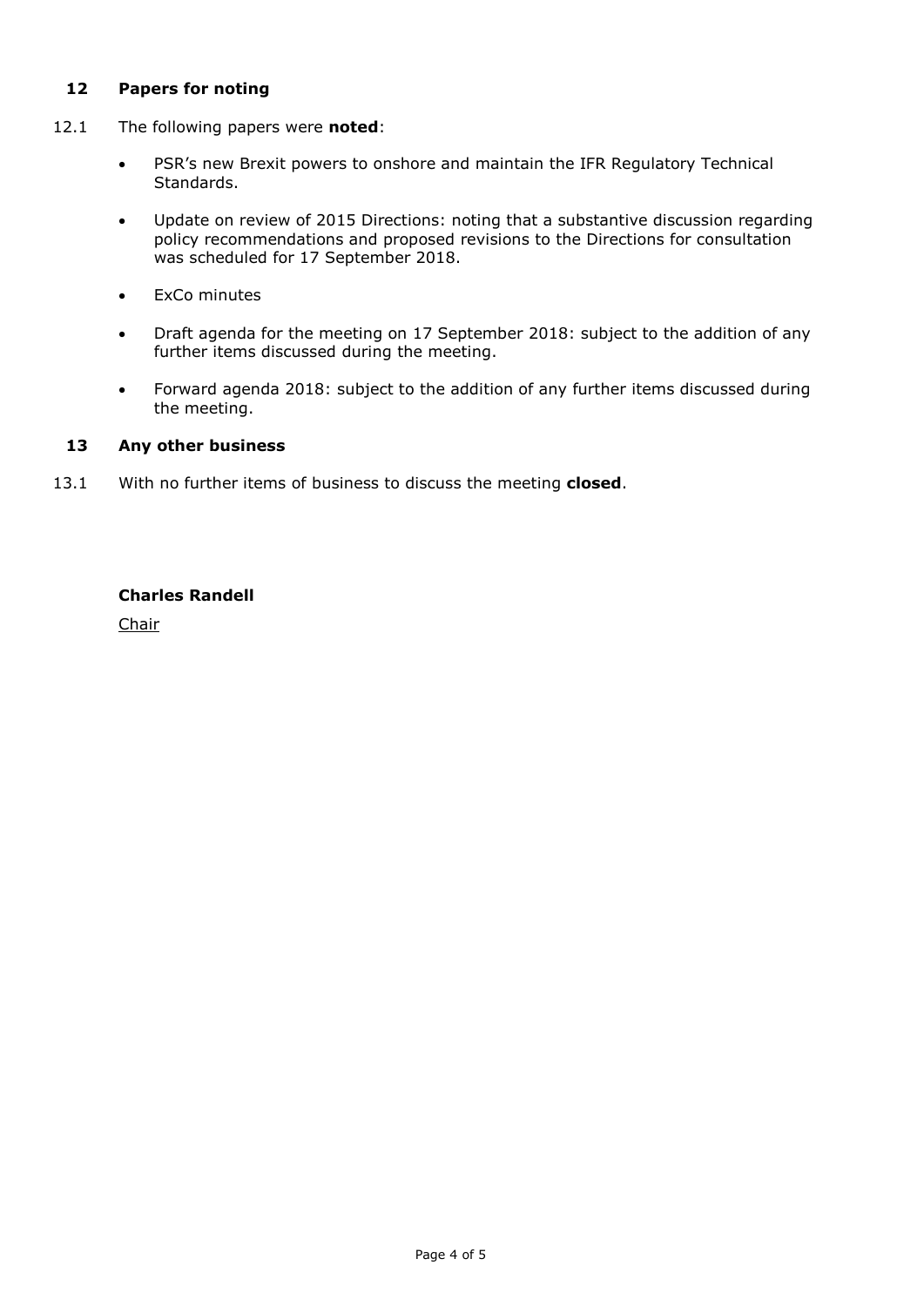## 12 Papers for noting

12.1 The following papers were **noted**:

- PSR's new Brexit powers to onshore and maintain the IFR Regulatory Technical Standards.
- Update on review of 2015 Directions: noting that a substantive discussion regarding policy recommendations and proposed revisions to the Directions for consultation was scheduled for 17 September 2018.
- ExCo minutes
- Draft agenda for the meeting on 17 September 2018: subject to the addition of any further items discussed during the meeting.
- Forward agenda 2018: subject to the addition of any further items discussed during the meeting.

## 13 Any other business

13.1 With no further items of business to discuss the meeting **closed**.

**Charles Randell**

Chair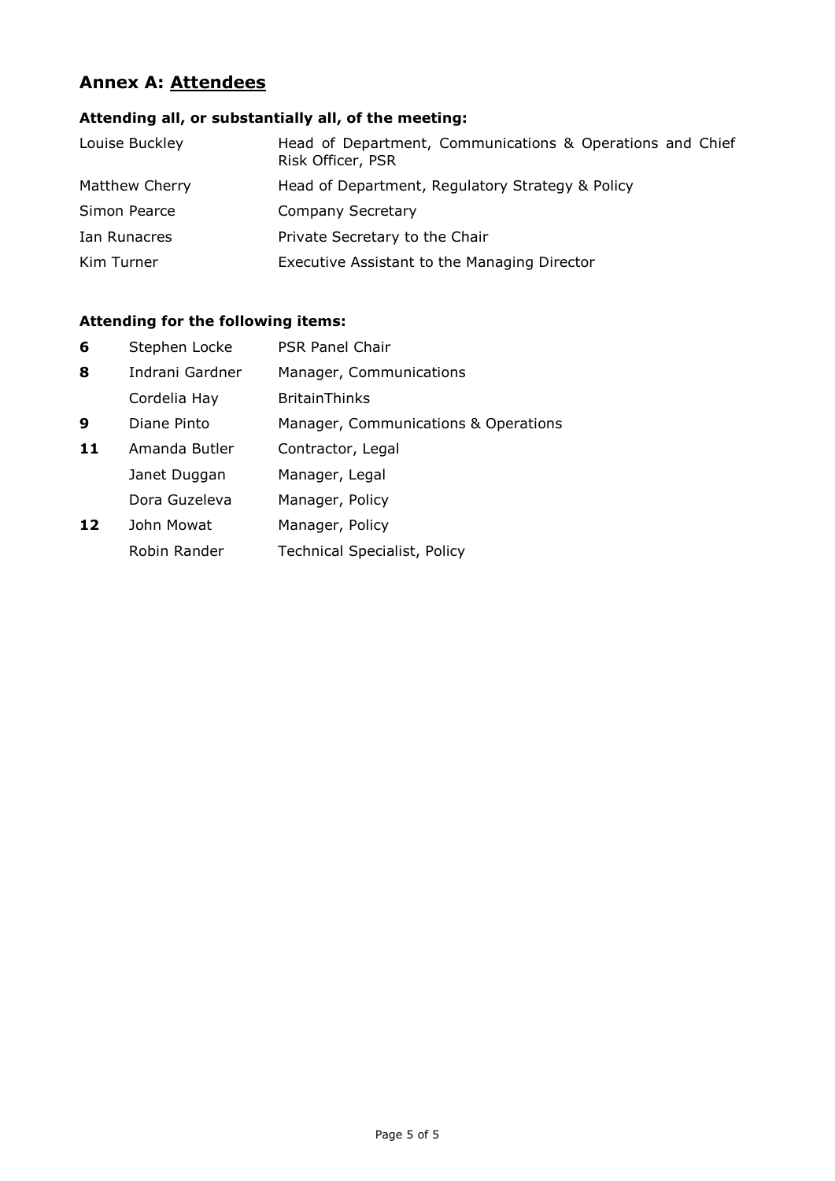## Annex A: <u>Attendees</u>

### Attending all, or substantially all, of the meeting:

| | |
|---|---|
| Louise Buckley | Head of Department, Communications & Operations and Chief Risk Officer, PSR |
| Matthew Cherry | Head of Department, Regulatory Strategy & Policy |
| Simon Pearce | Company Secretary |
| Ian Runacres | Private Secretary to the Chair |
| Kim Turner | Executive Assistant to the Managing Director |

### Attending for the following items:

| | | |
|---|---|---|
| **6** | Stephen Locke | PSR Panel Chair |
| **8** | Indrani Gardner | Manager, Communications |
| | Cordelia Hay | BritainThinks |
| **9** | Diane Pinto | Manager, Communications & Operations |
| **11** | Amanda Butler | Contractor, Legal |
| | Janet Duggan | Manager, Legal |
| | Dora Guzeleva | Manager, Policy |
| **12** | John Mowat | Manager, Policy |
| | Robin Rander | Technical Specialist, Policy |